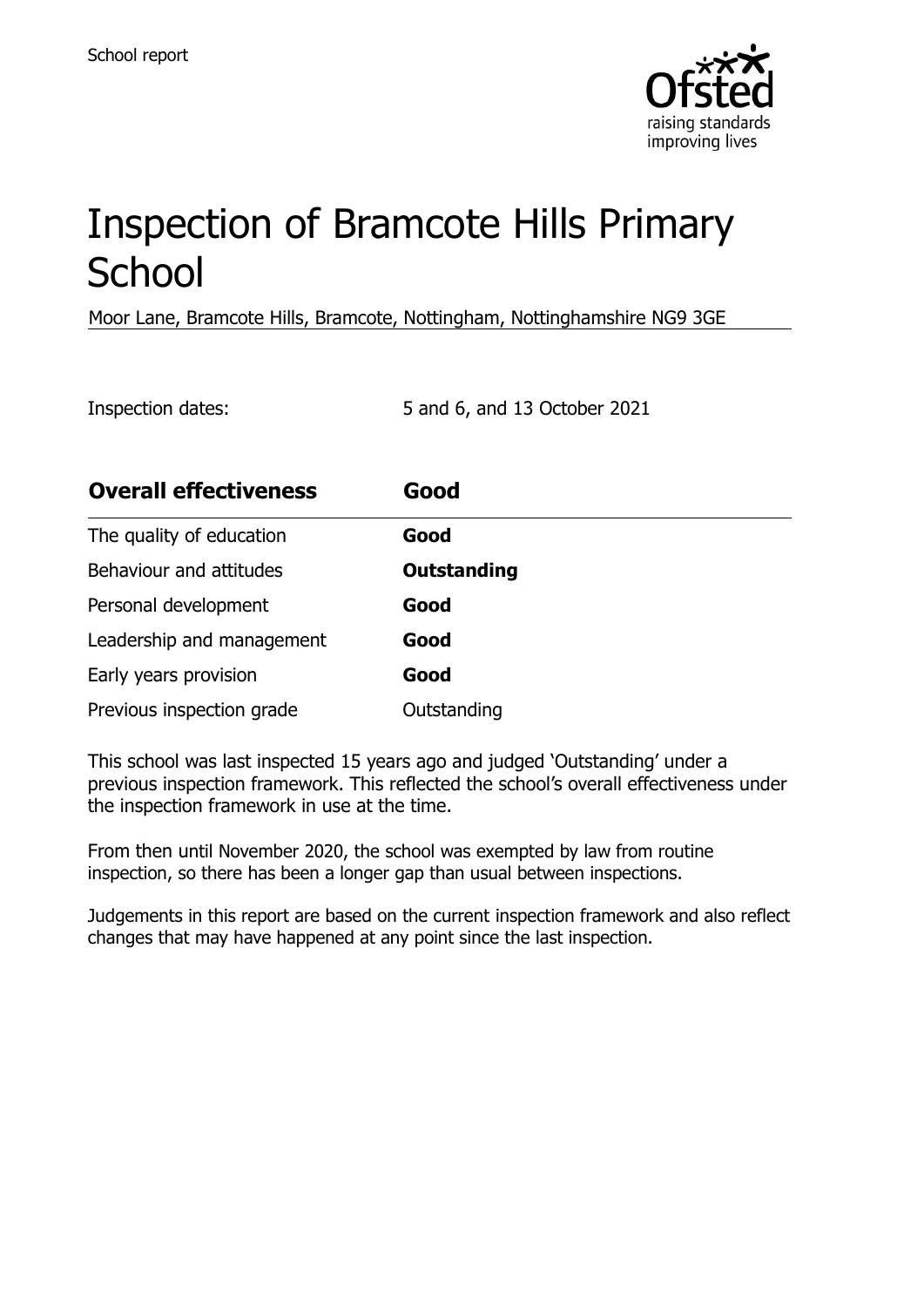# Inspection of Bramcote Hills Primary School

Moor Lane, Bramcote Hills, Bramcote, Nottingham, Nottinghamshire NG9 3GE

Inspection dates: 5 and 6, and 13 October 2021

| **Overall effectiveness** | **Good** |
|---|---|
| The quality of education | **Good** |
| Behaviour and attitudes | **Outstanding** |
| Personal development | **Good** |
| Leadership and management | **Good** |
| Early years provision | **Good** |
| Previous inspection grade | Outstanding |

This school was last inspected 15 years ago and judged 'Outstanding' under a previous inspection framework. This reflected the school's overall effectiveness under the inspection framework in use at the time.

From then until November 2020, the school was exempted by law from routine inspection, so there has been a longer gap than usual between inspections.

Judgements in this report are based on the current inspection framework and also reflect changes that may have happened at any point since the last inspection.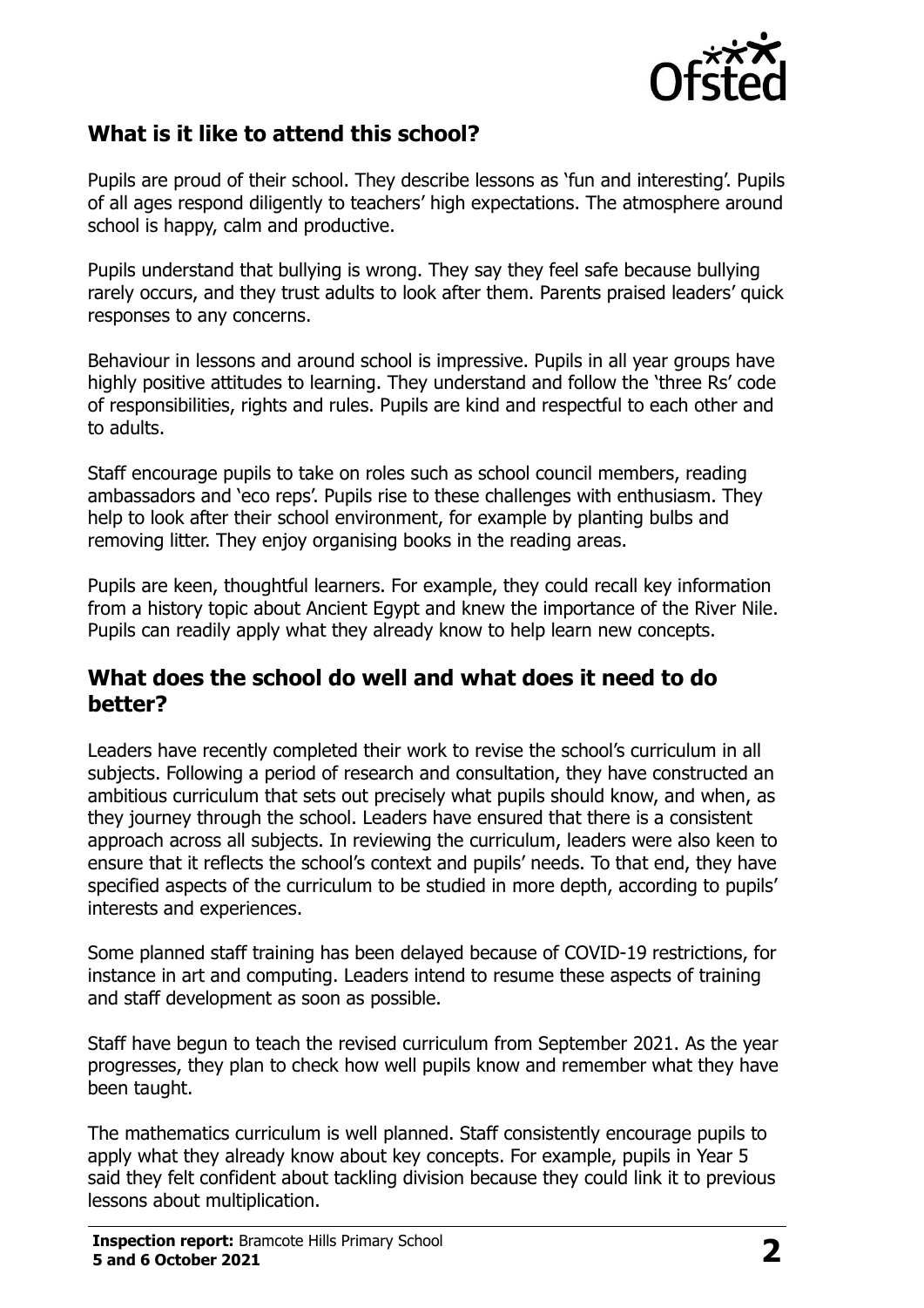## What is it like to attend this school?

Pupils are proud of their school. They describe lessons as 'fun and interesting'. Pupils of all ages respond diligently to teachers' high expectations. The atmosphere around school is happy, calm and productive.

Pupils understand that bullying is wrong. They say they feel safe because bullying rarely occurs, and they trust adults to look after them. Parents praised leaders' quick responses to any concerns.

Behaviour in lessons and around school is impressive. Pupils in all year groups have highly positive attitudes to learning. They understand and follow the 'three Rs' code of responsibilities, rights and rules. Pupils are kind and respectful to each other and to adults.

Staff encourage pupils to take on roles such as school council members, reading ambassadors and 'eco reps'. Pupils rise to these challenges with enthusiasm. They help to look after their school environment, for example by planting bulbs and removing litter. They enjoy organising books in the reading areas.

Pupils are keen, thoughtful learners. For example, they could recall key information from a history topic about Ancient Egypt and knew the importance of the River Nile. Pupils can readily apply what they already know to help learn new concepts.

## What does the school do well and what does it need to do better?

Leaders have recently completed their work to revise the school's curriculum in all subjects. Following a period of research and consultation, they have constructed an ambitious curriculum that sets out precisely what pupils should know, and when, as they journey through the school. Leaders have ensured that there is a consistent approach across all subjects. In reviewing the curriculum, leaders were also keen to ensure that it reflects the school's context and pupils' needs. To that end, they have specified aspects of the curriculum to be studied in more depth, according to pupils' interests and experiences.

Some planned staff training has been delayed because of COVID-19 restrictions, for instance in art and computing. Leaders intend to resume these aspects of training and staff development as soon as possible.

Staff have begun to teach the revised curriculum from September 2021. As the year progresses, they plan to check how well pupils know and remember what they have been taught.

The mathematics curriculum is well planned. Staff consistently encourage pupils to apply what they already know about key concepts. For example, pupils in Year 5 said they felt confident about tackling division because they could link it to previous lessons about multiplication.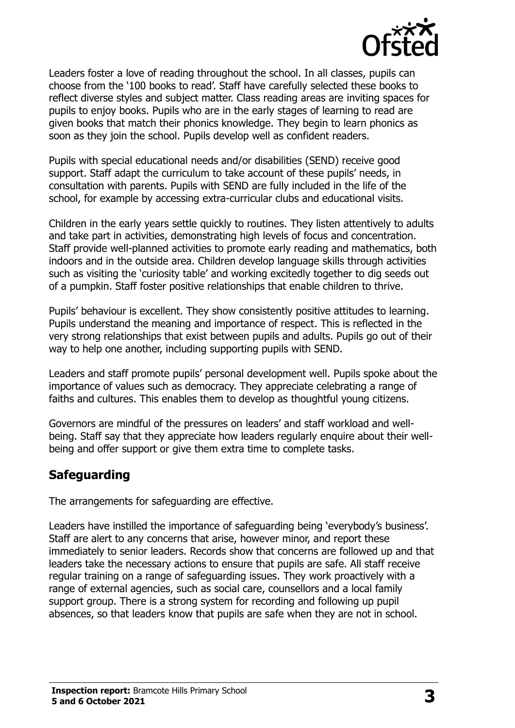Leaders foster a love of reading throughout the school. In all classes, pupils can choose from the '100 books to read'. Staff have carefully selected these books to reflect diverse styles and subject matter. Class reading areas are inviting spaces for pupils to enjoy books. Pupils who are in the early stages of learning to read are given books that match their phonics knowledge. They begin to learn phonics as soon as they join the school. Pupils develop well as confident readers.

Pupils with special educational needs and/or disabilities (SEND) receive good support. Staff adapt the curriculum to take account of these pupils' needs, in consultation with parents. Pupils with SEND are fully included in the life of the school, for example by accessing extra-curricular clubs and educational visits.

Children in the early years settle quickly to routines. They listen attentively to adults and take part in activities, demonstrating high levels of focus and concentration. Staff provide well-planned activities to promote early reading and mathematics, both indoors and in the outside area. Children develop language skills through activities such as visiting the 'curiosity table' and working excitedly together to dig seeds out of a pumpkin. Staff foster positive relationships that enable children to thrive.

Pupils' behaviour is excellent. They show consistently positive attitudes to learning. Pupils understand the meaning and importance of respect. This is reflected in the very strong relationships that exist between pupils and adults. Pupils go out of their way to help one another, including supporting pupils with SEND.

Leaders and staff promote pupils' personal development well. Pupils spoke about the importance of values such as democracy. They appreciate celebrating a range of faiths and cultures. This enables them to develop as thoughtful young citizens.

Governors are mindful of the pressures on leaders' and staff workload and well-being. Staff say that they appreciate how leaders regularly enquire about their well-being and offer support or give them extra time to complete tasks.

## Safeguarding

The arrangements for safeguarding are effective.

Leaders have instilled the importance of safeguarding being 'everybody's business'. Staff are alert to any concerns that arise, however minor, and report these immediately to senior leaders. Records show that concerns are followed up and that leaders take the necessary actions to ensure that pupils are safe. All staff receive regular training on a range of safeguarding issues. They work proactively with a range of external agencies, such as social care, counsellors and a local family support group. There is a strong system for recording and following up pupil absences, so that leaders know that pupils are safe when they are not in school.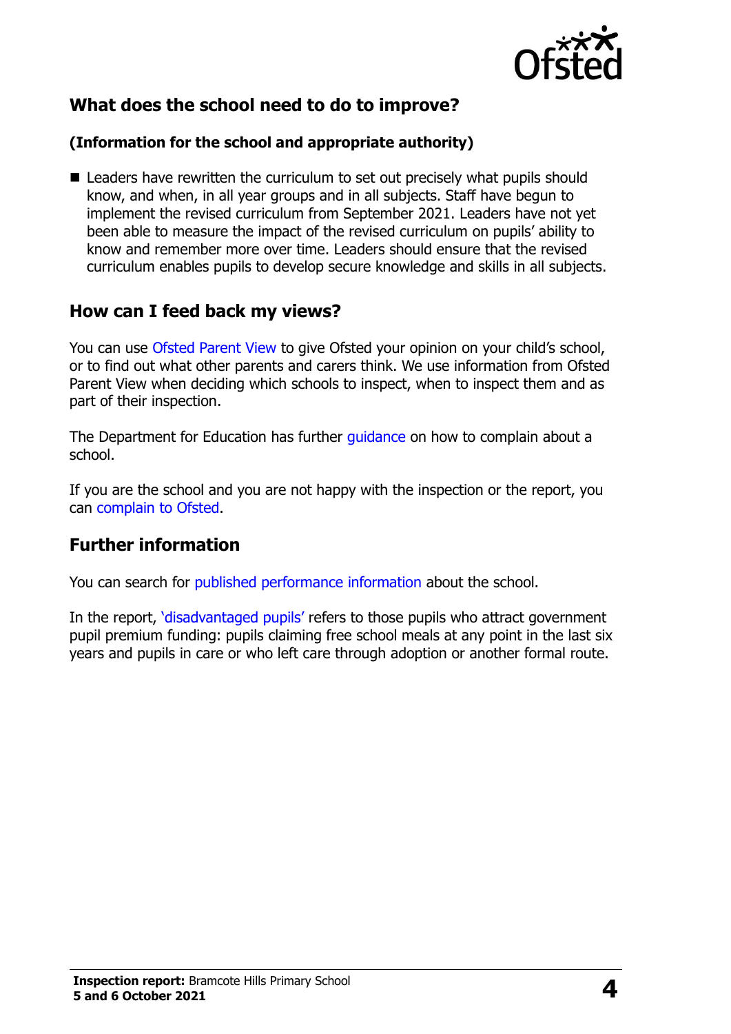## What does the school need to do to improve?

### (Information for the school and appropriate authority)

- Leaders have rewritten the curriculum to set out precisely what pupils should know, and when, in all year groups and in all subjects. Staff have begun to implement the revised curriculum from September 2021. Leaders have not yet been able to measure the impact of the revised curriculum on pupils' ability to know and remember more over time. Leaders should ensure that the revised curriculum enables pupils to develop secure knowledge and skills in all subjects.

## How can I feed back my views?

You can use Ofsted Parent View to give Ofsted your opinion on your child's school, or to find out what other parents and carers think. We use information from Ofsted Parent View when deciding which schools to inspect, when to inspect them and as part of their inspection.

The Department for Education has further guidance on how to complain about a school.

If you are the school and you are not happy with the inspection or the report, you can complain to Ofsted.

## Further information

You can search for published performance information about the school.

In the report, 'disadvantaged pupils' refers to those pupils who attract government pupil premium funding: pupils claiming free school meals at any point in the last six years and pupils in care or who left care through adoption or another formal route.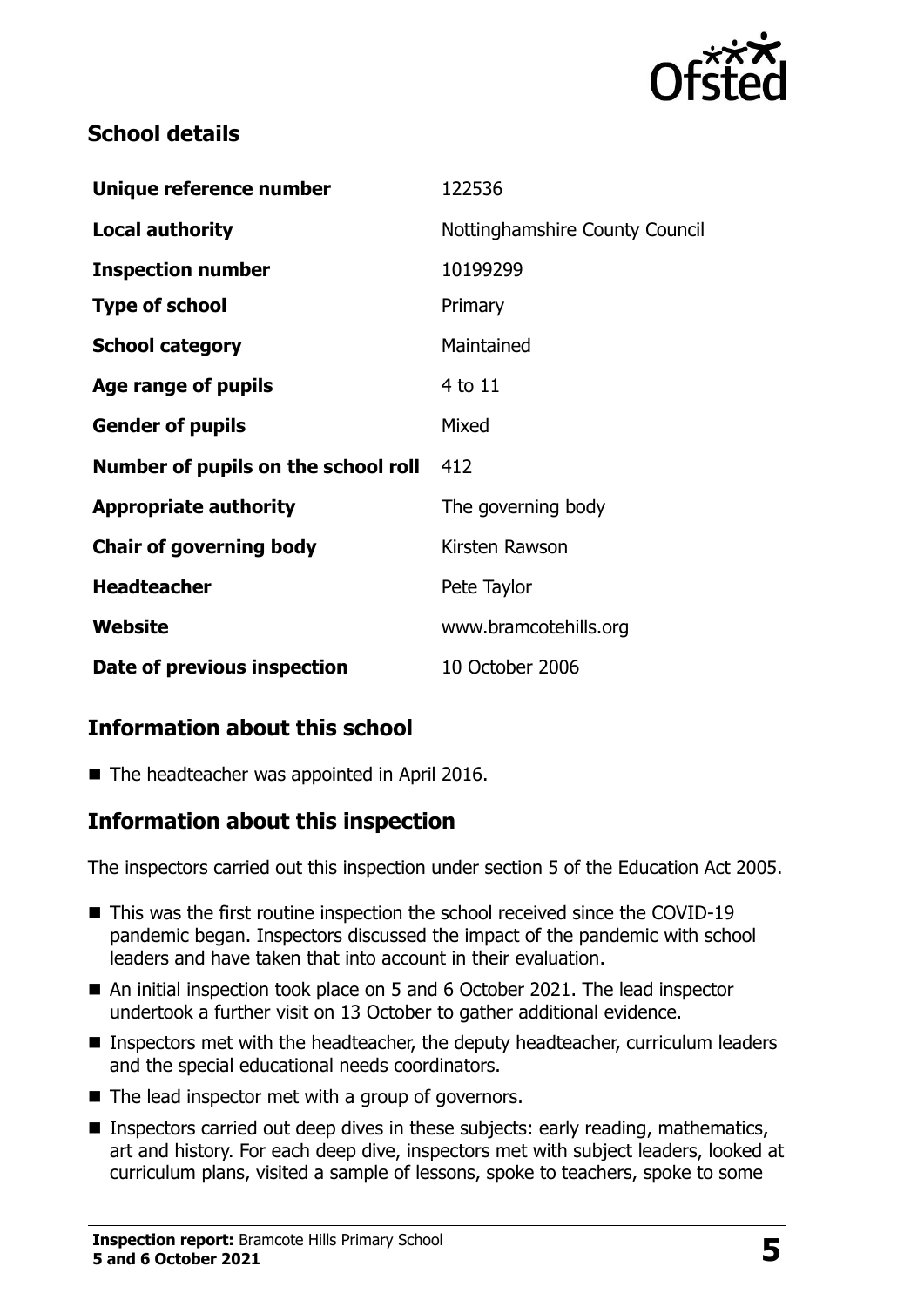## School details

| | |
|---|---|
| **Unique reference number** | 122536 |
| **Local authority** | Nottinghamshire County Council |
| **Inspection number** | 10199299 |
| **Type of school** | Primary |
| **School category** | Maintained |
| **Age range of pupils** | 4 to 11 |
| **Gender of pupils** | Mixed |
| **Number of pupils on the school roll** | 412 |
| **Appropriate authority** | The governing body |
| **Chair of governing body** | Kirsten Rawson |
| **Headteacher** | Pete Taylor |
| **Website** | www.bramcotehills.org |
| **Date of previous inspection** | 10 October 2006 |

## Information about this school

- The headteacher was appointed in April 2016.

## Information about this inspection

The inspectors carried out this inspection under section 5 of the Education Act 2005.

- This was the first routine inspection the school received since the COVID-19 pandemic began. Inspectors discussed the impact of the pandemic with school leaders and have taken that into account in their evaluation.
- An initial inspection took place on 5 and 6 October 2021. The lead inspector undertook a further visit on 13 October to gather additional evidence.
- Inspectors met with the headteacher, the deputy headteacher, curriculum leaders and the special educational needs coordinators.
- The lead inspector met with a group of governors.
- Inspectors carried out deep dives in these subjects: early reading, mathematics, art and history. For each deep dive, inspectors met with subject leaders, looked at curriculum plans, visited a sample of lessons, spoke to teachers, spoke to some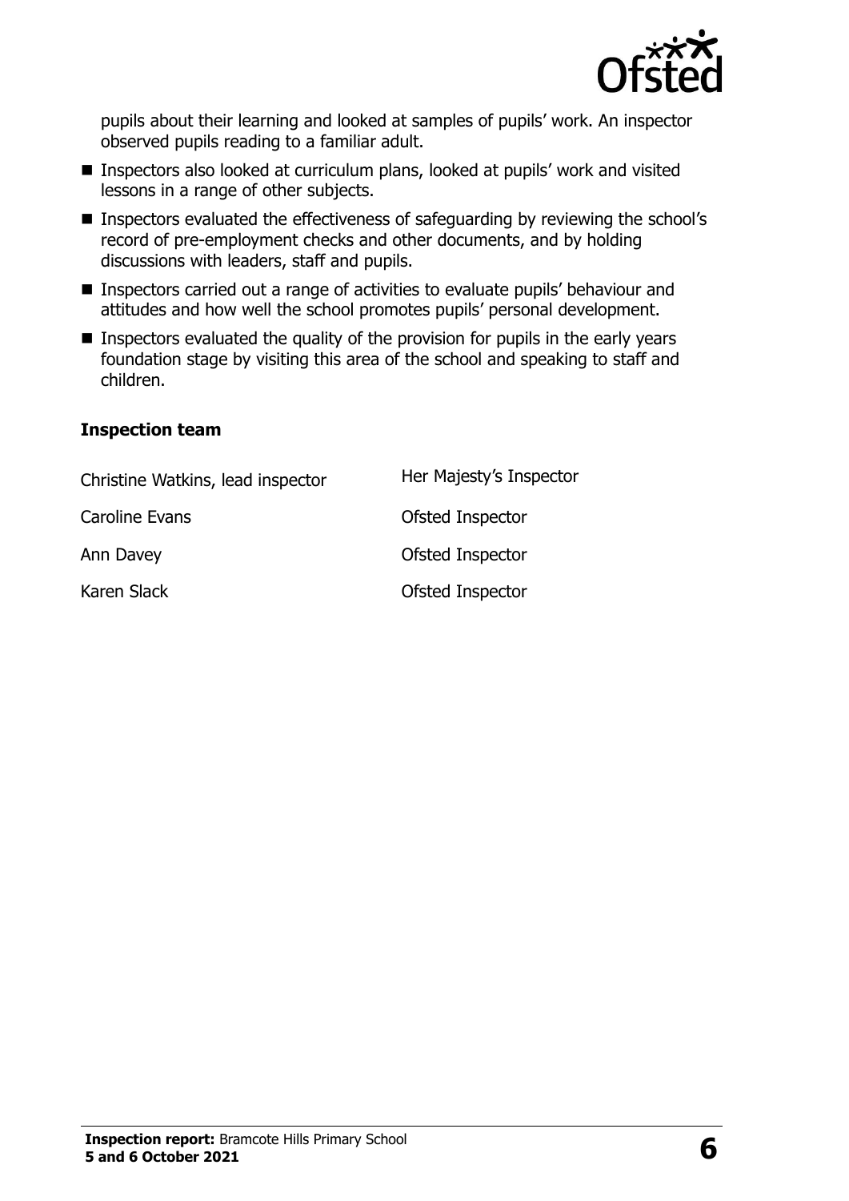pupils about their learning and looked at samples of pupils' work. An inspector observed pupils reading to a familiar adult.

- Inspectors also looked at curriculum plans, looked at pupils' work and visited lessons in a range of other subjects.
- Inspectors evaluated the effectiveness of safeguarding by reviewing the school's record of pre-employment checks and other documents, and by holding discussions with leaders, staff and pupils.
- Inspectors carried out a range of activities to evaluate pupils' behaviour and attitudes and how well the school promotes pupils' personal development.
- Inspectors evaluated the quality of the provision for pupils in the early years foundation stage by visiting this area of the school and speaking to staff and children.

### Inspection team

| | |
|---|---|
| Christine Watkins, lead inspector | Her Majesty's Inspector |
| Caroline Evans | Ofsted Inspector |
| Ann Davey | Ofsted Inspector |
| Karen Slack | Ofsted Inspector |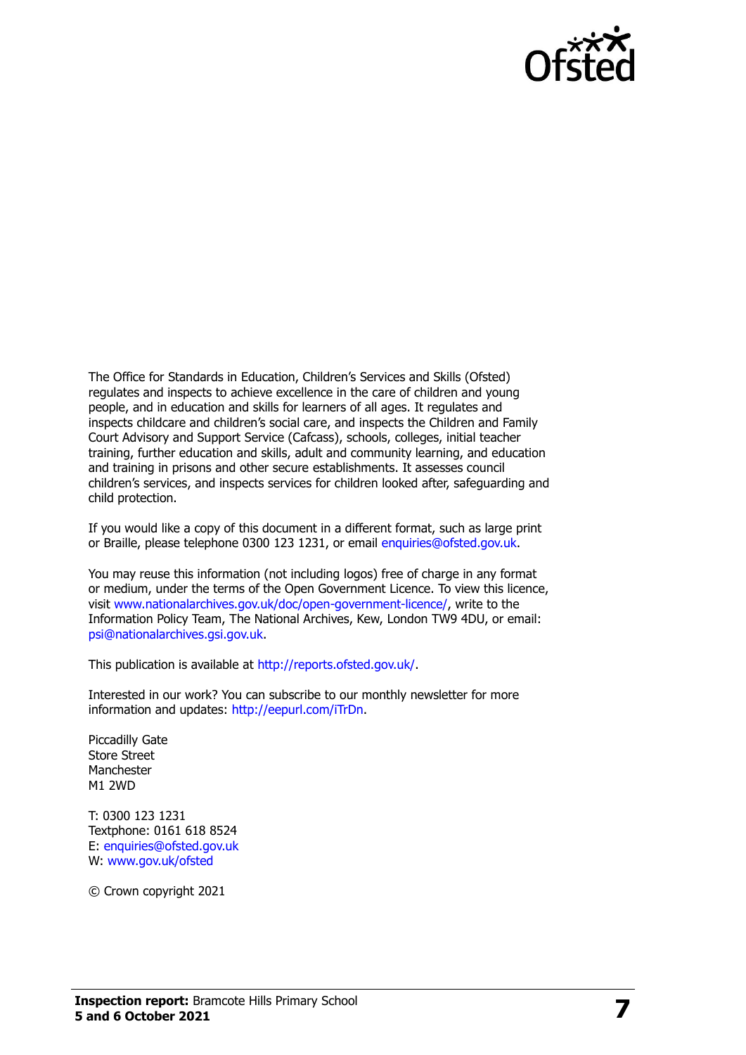The Office for Standards in Education, Children's Services and Skills (Ofsted) regulates and inspects to achieve excellence in the care of children and young people, and in education and skills for learners of all ages. It regulates and inspects childcare and children's social care, and inspects the Children and Family Court Advisory and Support Service (Cafcass), schools, colleges, initial teacher training, further education and skills, adult and community learning, and education and training in prisons and other secure establishments. It assesses council children's services, and inspects services for children looked after, safeguarding and child protection.

If you would like a copy of this document in a different format, such as large print or Braille, please telephone 0300 123 1231, or email enquiries@ofsted.gov.uk.

You may reuse this information (not including logos) free of charge in any format or medium, under the terms of the Open Government Licence. To view this licence, visit www.nationalarchives.gov.uk/doc/open-government-licence/, write to the Information Policy Team, The National Archives, Kew, London TW9 4DU, or email: psi@nationalarchives.gsi.gov.uk.

This publication is available at http://reports.ofsted.gov.uk/.

Interested in our work? You can subscribe to our monthly newsletter for more information and updates: http://eepurl.com/iTrDn.

Piccadilly Gate
Store Street
Manchester
M1 2WD

T: 0300 123 1231
Textphone: 0161 618 8524
E: enquiries@ofsted.gov.uk
W: www.gov.uk/ofsted

© Crown copyright 2021